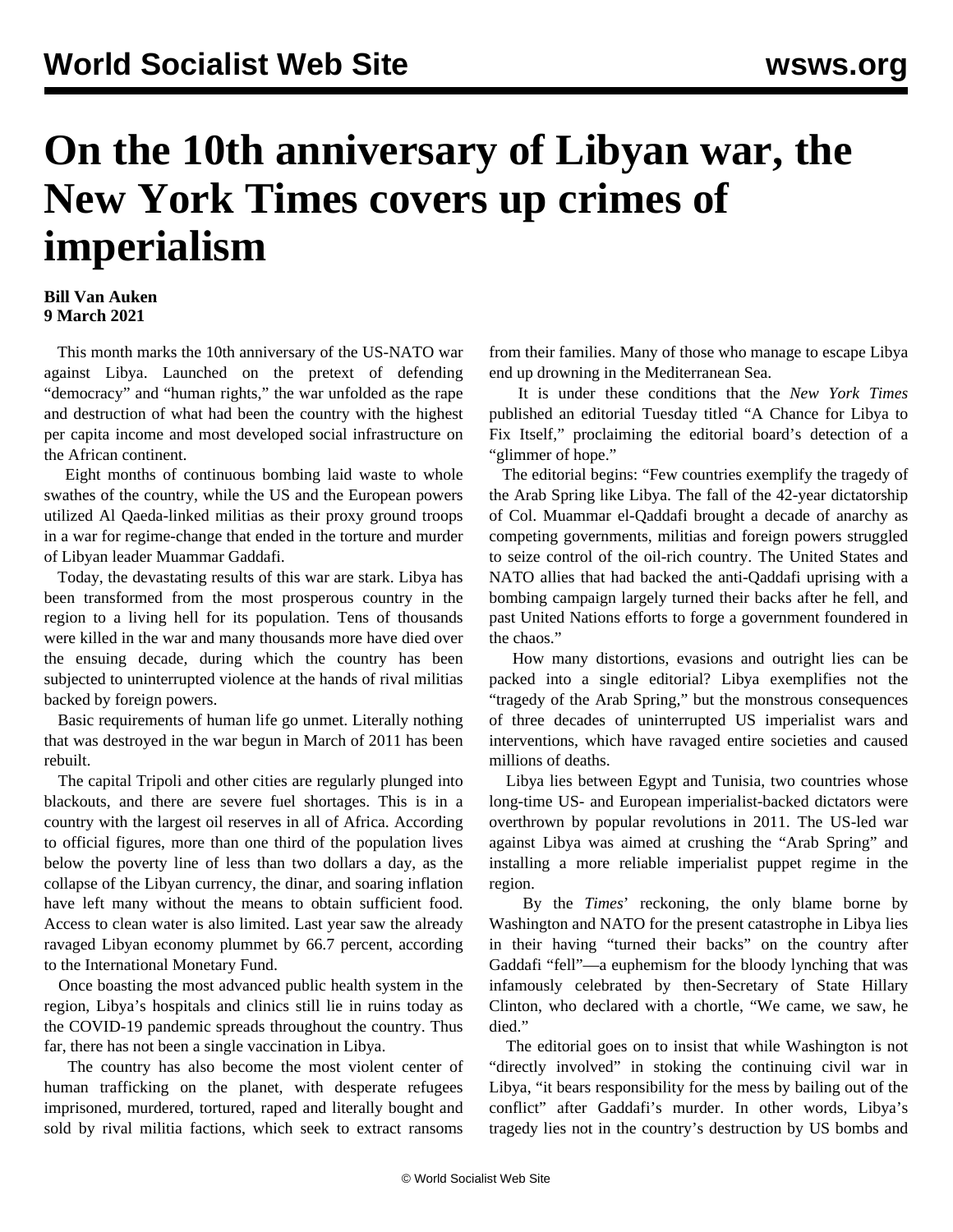# On the 10th anniversary of Libyan war, the New York Times covers up crimes of imperialism

**Bill Van Auken**
**9 March 2021**

This month marks the 10th anniversary of the US-NATO war against Libya. Launched on the pretext of defending "democracy" and "human rights," the war unfolded as the rape and destruction of what had been the country with the highest per capita income and most developed social infrastructure on the African continent.

Eight months of continuous bombing laid waste to whole swathes of the country, while the US and the European powers utilized Al Qaeda-linked militias as their proxy ground troops in a war for regime-change that ended in the torture and murder of Libyan leader Muammar Gaddafi.

Today, the devastating results of this war are stark. Libya has been transformed from the most prosperous country in the region to a living hell for its population. Tens of thousands were killed in the war and many thousands more have died over the ensuing decade, during which the country has been subjected to uninterrupted violence at the hands of rival militias backed by foreign powers.

Basic requirements of human life go unmet. Literally nothing that was destroyed in the war begun in March of 2011 has been rebuilt.

The capital Tripoli and other cities are regularly plunged into blackouts, and there are severe fuel shortages. This is in a country with the largest oil reserves in all of Africa. According to official figures, more than one third of the population lives below the poverty line of less than two dollars a day, as the collapse of the Libyan currency, the dinar, and soaring inflation have left many without the means to obtain sufficient food. Access to clean water is also limited. Last year saw the already ravaged Libyan economy plummet by 66.7 percent, according to the International Monetary Fund.

Once boasting the most advanced public health system in the region, Libya's hospitals and clinics still lie in ruins today as the COVID-19 pandemic spreads throughout the country. Thus far, there has not been a single vaccination in Libya.

The country has also become the most violent center of human trafficking on the planet, with desperate refugees imprisoned, murdered, tortured, raped and literally bought and sold by rival militia factions, which seek to extract ransoms from their families. Many of those who manage to escape Libya end up drowning in the Mediterranean Sea.

It is under these conditions that the *New York Times* published an editorial Tuesday titled "A Chance for Libya to Fix Itself," proclaiming the editorial board's detection of a "glimmer of hope."

The editorial begins: "Few countries exemplify the tragedy of the Arab Spring like Libya. The fall of the 42-year dictatorship of Col. Muammar el-Qaddafi brought a decade of anarchy as competing governments, militias and foreign powers struggled to seize control of the oil-rich country. The United States and NATO allies that had backed the anti-Qaddafi uprising with a bombing campaign largely turned their backs after he fell, and past United Nations efforts to forge a government foundered in the chaos."

How many distortions, evasions and outright lies can be packed into a single editorial? Libya exemplifies not the "tragedy of the Arab Spring," but the monstrous consequences of three decades of uninterrupted US imperialist wars and interventions, which have ravaged entire societies and caused millions of deaths.

Libya lies between Egypt and Tunisia, two countries whose long-time US- and European imperialist-backed dictators were overthrown by popular revolutions in 2011. The US-led war against Libya was aimed at crushing the "Arab Spring" and installing a more reliable imperialist puppet regime in the region.

By the *Times*' reckoning, the only blame borne by Washington and NATO for the present catastrophe in Libya lies in their having "turned their backs" on the country after Gaddafi "fell"—a euphemism for the bloody lynching that was infamously celebrated by then-Secretary of State Hillary Clinton, who declared with a chortle, "We came, we saw, he died."

The editorial goes on to insist that while Washington is not "directly involved" in stoking the continuing civil war in Libya, "it bears responsibility for the mess by bailing out of the conflict" after Gaddafi's murder. In other words, Libya's tragedy lies not in the country's destruction by US bombs and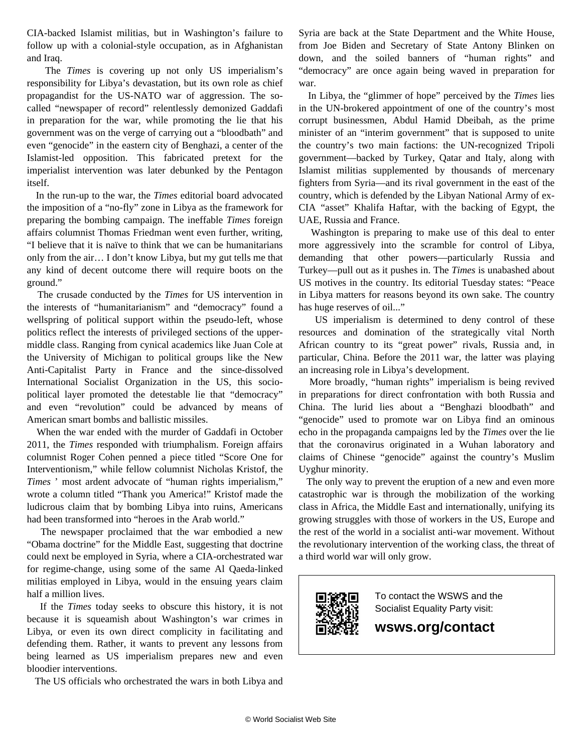CIA-backed Islamist militias, but in Washington's failure to follow up with a colonial-style occupation, as in Afghanistan and Iraq.

The *Times* is covering up not only US imperialism's responsibility for Libya's devastation, but its own role as chief propagandist for the US-NATO war of aggression. The so-called "newspaper of record" relentlessly demonized Gaddafi in preparation for the war, while promoting the lie that his government was on the verge of carrying out a "bloodbath" and even "genocide" in the eastern city of Benghazi, a center of the Islamist-led opposition. This fabricated pretext for the imperialist intervention was later debunked by the Pentagon itself.

In the run-up to the war, the *Times* editorial board advocated the imposition of a "no-fly" zone in Libya as the framework for preparing the bombing campaign. The ineffable *Times* foreign affairs columnist Thomas Friedman went even further, writing, "I believe that it is naïve to think that we can be humanitarians only from the air… I don't know Libya, but my gut tells me that any kind of decent outcome there will require boots on the ground."

The crusade conducted by the *Times* for US intervention in the interests of "humanitarianism" and "democracy" found a wellspring of political support within the pseudo-left, whose politics reflect the interests of privileged sections of the upper-middle class. Ranging from cynical academics like Juan Cole at the University of Michigan to political groups like the New Anti-Capitalist Party in France and the since-dissolved International Socialist Organization in the US, this socio-political layer promoted the detestable lie that "democracy" and even "revolution" could be advanced by means of American smart bombs and ballistic missiles.

When the war ended with the murder of Gaddafi in October 2011, the *Times* responded with triumphalism. Foreign affairs columnist Roger Cohen penned a piece titled "Score One for Interventionism," while fellow columnist Nicholas Kristof, the *Times* ' most ardent advocate of "human rights imperialism," wrote a column titled "Thank you America!" Kristof made the ludicrous claim that by bombing Libya into ruins, Americans had been transformed into "heroes in the Arab world."

The newspaper proclaimed that the war embodied a new "Obama doctrine" for the Middle East, suggesting that doctrine could next be employed in Syria, where a CIA-orchestrated war for regime-change, using some of the same Al Qaeda-linked militias employed in Libya, would in the ensuing years claim half a million lives.

If the *Times* today seeks to obscure this history, it is not because it is squeamish about Washington's war crimes in Libya, or even its own direct complicity in facilitating and defending them. Rather, it wants to prevent any lessons from being learned as US imperialism prepares new and even bloodier interventions.

The US officials who orchestrated the wars in both Libya and Syria are back at the State Department and the White House, from Joe Biden and Secretary of State Antony Blinken on down, and the soiled banners of "human rights" and "democracy" are once again being waved in preparation for war.

In Libya, the "glimmer of hope" perceived by the *Times* lies in the UN-brokered appointment of one of the country's most corrupt businessmen, Abdul Hamid Dbeibah, as the prime minister of an "interim government" that is supposed to unite the country's two main factions: the UN-recognized Tripoli government—backed by Turkey, Qatar and Italy, along with Islamist militias supplemented by thousands of mercenary fighters from Syria—and its rival government in the east of the country, which is defended by the Libyan National Army of ex-CIA "asset" Khalifa Haftar, with the backing of Egypt, the UAE, Russia and France.

Washington is preparing to make use of this deal to enter more aggressively into the scramble for control of Libya, demanding that other powers—particularly Russia and Turkey—pull out as it pushes in. The *Times* is unabashed about US motives in the country. Its editorial Tuesday states: "Peace in Libya matters for reasons beyond its own sake. The country has huge reserves of oil..."

US imperialism is determined to deny control of these resources and domination of the strategically vital North African country to its "great power" rivals, Russia and, in particular, China. Before the 2011 war, the latter was playing an increasing role in Libya's development.

More broadly, "human rights" imperialism is being revived in preparations for direct confrontation with both Russia and China. The lurid lies about a "Benghazi bloodbath" and "genocide" used to promote war on Libya find an ominous echo in the propaganda campaigns led by the *Times* over the lie that the coronavirus originated in a Wuhan laboratory and claims of Chinese "genocide" against the country's Muslim Uyghur minority.

The only way to prevent the eruption of a new and even more catastrophic war is through the mobilization of the working class in Africa, the Middle East and internationally, unifying its growing struggles with those of workers in the US, Europe and the rest of the world in a socialist anti-war movement. Without the revolutionary intervention of the working class, the threat of a third world war will only grow.

To contact the WSWS and the Socialist Equality Party visit:

**wsws.org/contact**